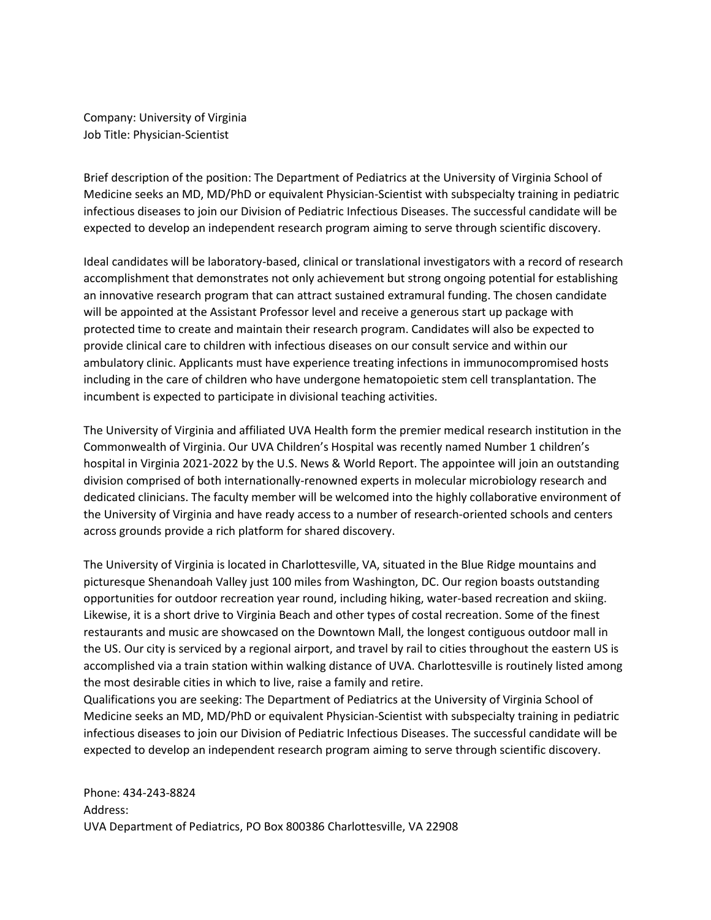Company: University of Virginia
Job Title: Physician-Scientist

Brief description of the position: The Department of Pediatrics at the University of Virginia School of Medicine seeks an MD, MD/PhD or equivalent Physician-Scientist with subspecialty training in pediatric infectious diseases to join our Division of Pediatric Infectious Diseases. The successful candidate will be expected to develop an independent research program aiming to serve through scientific discovery.

Ideal candidates will be laboratory-based, clinical or translational investigators with a record of research accomplishment that demonstrates not only achievement but strong ongoing potential for establishing an innovative research program that can attract sustained extramural funding. The chosen candidate will be appointed at the Assistant Professor level and receive a generous start up package with protected time to create and maintain their research program. Candidates will also be expected to provide clinical care to children with infectious diseases on our consult service and within our ambulatory clinic. Applicants must have experience treating infections in immunocompromised hosts including in the care of children who have undergone hematopoietic stem cell transplantation. The incumbent is expected to participate in divisional teaching activities.

The University of Virginia and affiliated UVA Health form the premier medical research institution in the Commonwealth of Virginia. Our UVA Children's Hospital was recently named Number 1 children's hospital in Virginia 2021-2022 by the U.S. News & World Report. The appointee will join an outstanding division comprised of both internationally-renowned experts in molecular microbiology research and dedicated clinicians. The faculty member will be welcomed into the highly collaborative environment of the University of Virginia and have ready access to a number of research-oriented schools and centers across grounds provide a rich platform for shared discovery.

The University of Virginia is located in Charlottesville, VA, situated in the Blue Ridge mountains and picturesque Shenandoah Valley just 100 miles from Washington, DC. Our region boasts outstanding opportunities for outdoor recreation year round, including hiking, water-based recreation and skiing. Likewise, it is a short drive to Virginia Beach and other types of costal recreation. Some of the finest restaurants and music are showcased on the Downtown Mall, the longest contiguous outdoor mall in the US. Our city is serviced by a regional airport, and travel by rail to cities throughout the eastern US is accomplished via a train station within walking distance of UVA. Charlottesville is routinely listed among the most desirable cities in which to live, raise a family and retire.
Qualifications you are seeking: The Department of Pediatrics at the University of Virginia School of Medicine seeks an MD, MD/PhD or equivalent Physician-Scientist with subspecialty training in pediatric infectious diseases to join our Division of Pediatric Infectious Diseases. The successful candidate will be expected to develop an independent research program aiming to serve through scientific discovery.

Phone: 434-243-8824
Address:
UVA Department of Pediatrics, PO Box 800386 Charlottesville, VA 22908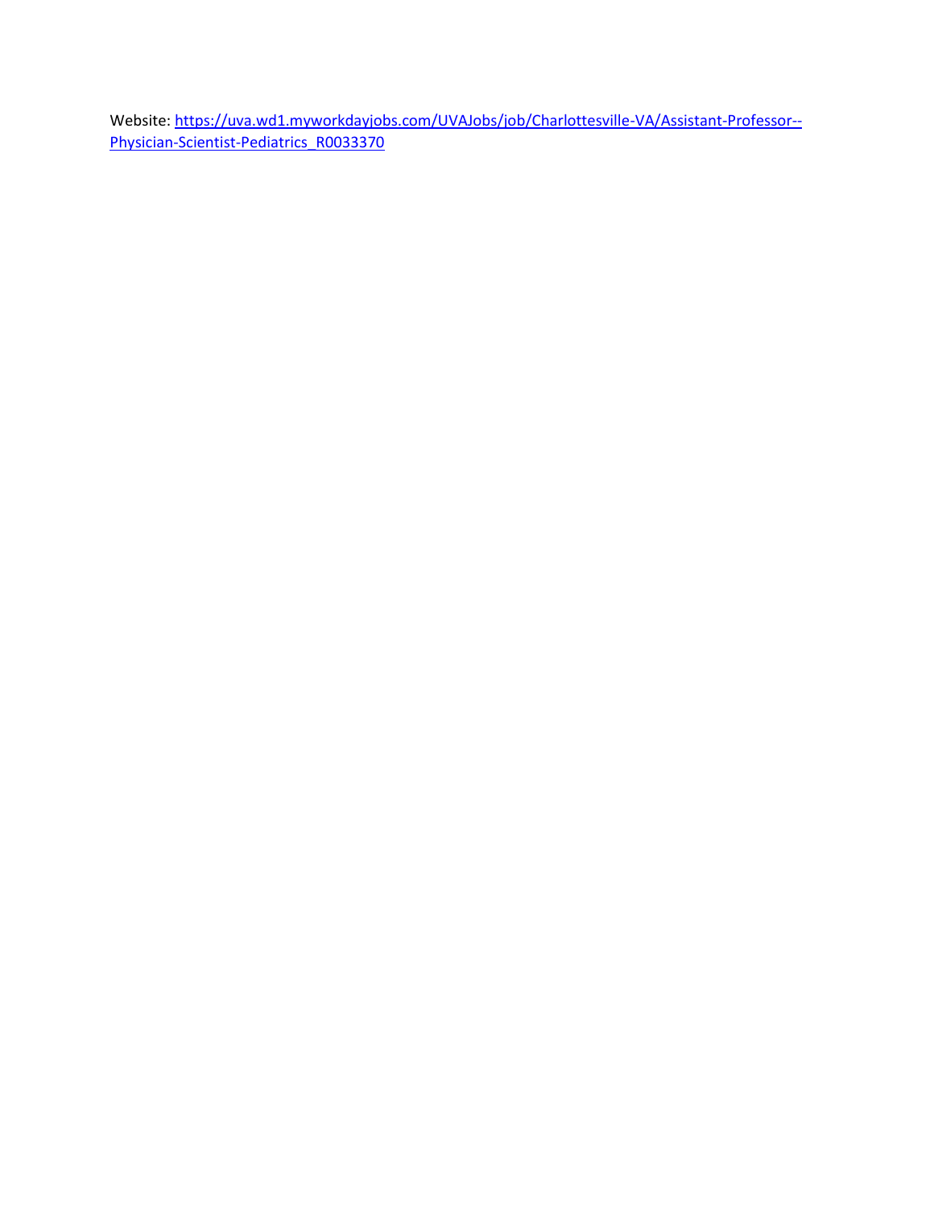Website: [https://uva.wd1.myworkdayjobs.com/UVAJobs/job/Charlottesville-VA/Assistant-Professor--Physician-Scientist-Pediatrics_R0033370](https://uva.wd1.myworkdayjobs.com/UVAJobs/job/Charlottesville-VA/Assistant-Professor--Physician-Scientist-Pediatrics_R0033370)